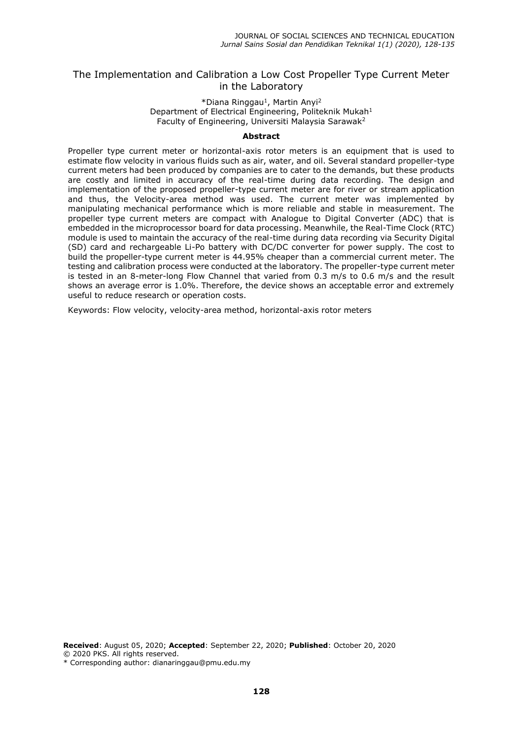# The Implementation and Calibration a Low Cost Propeller Type Current Meter in the Laboratory

*Diana Ringgau[1], Martin Anyi[2]
Department of Electrical Engineering, Politeknik Mukah[1]
Faculty of Engineering, Universiti Malaysia Sarawak[2]

## Abstract

Propeller type current meter or horizontal-axis rotor meters is an equipment that is used to estimate flow velocity in various fluids such as air, water, and oil. Several standard propeller-type current meters had been produced by companies are to cater to the demands, but these products are costly and limited in accuracy of the real-time during data recording. The design and implementation of the proposed propeller-type current meter are for river or stream application and thus, the Velocity-area method was used. The current meter was implemented by manipulating mechanical performance which is more reliable and stable in measurement. The propeller type current meters are compact with Analogue to Digital Converter (ADC) that is embedded in the microprocessor board for data processing. Meanwhile, the Real-Time Clock (RTC) module is used to maintain the accuracy of the real-time during data recording via Security Digital (SD) card and rechargeable Li-Po battery with DC/DC converter for power supply. The cost to build the propeller-type current meter is 44.95% cheaper than a commercial current meter. The testing and calibration process were conducted at the laboratory. The propeller-type current meter is tested in an 8-meter-long Flow Channel that varied from 0.3 m/s to 0.6 m/s and the result shows an average error is 1.0%. Therefore, the device shows an acceptable error and extremely useful to reduce research or operation costs.

Keywords: Flow velocity, velocity-area method, horizontal-axis rotor meters

**Received**: August 05, 2020; **Accepted**: September 22, 2020; **Published**: October 20, 2020
© 2020 PKS. All rights reserved.
* Corresponding author: dianaringgau@pmu.edu.my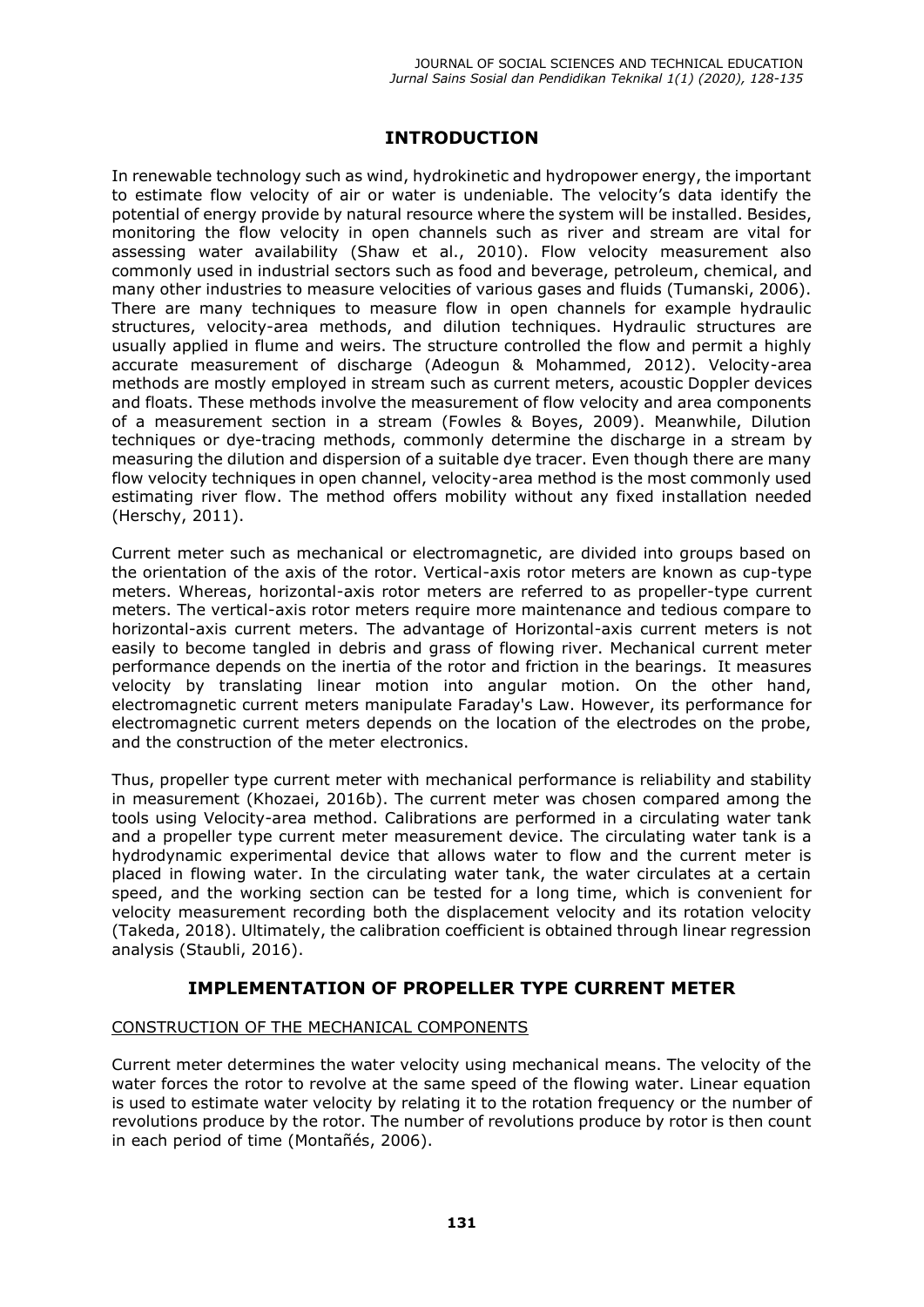# INTRODUCTION

In renewable technology such as wind, hydrokinetic and hydropower energy, the important to estimate flow velocity of air or water is undeniable. The velocity's data identify the potential of energy provide by natural resource where the system will be installed. Besides, monitoring the flow velocity in open channels such as river and stream are vital for assessing water availability (Shaw et al., 2010). Flow velocity measurement also commonly used in industrial sectors such as food and beverage, petroleum, chemical, and many other industries to measure velocities of various gases and fluids (Tumanski, 2006). There are many techniques to measure flow in open channels for example hydraulic structures, velocity-area methods, and dilution techniques. Hydraulic structures are usually applied in flume and weirs. The structure controlled the flow and permit a highly accurate measurement of discharge (Adeogun & Mohammed, 2012). Velocity-area methods are mostly employed in stream such as current meters, acoustic Doppler devices and floats. These methods involve the measurement of flow velocity and area components of a measurement section in a stream (Fowles & Boyes, 2009). Meanwhile, Dilution techniques or dye-tracing methods, commonly determine the discharge in a stream by measuring the dilution and dispersion of a suitable dye tracer. Even though there are many flow velocity techniques in open channel, velocity-area method is the most commonly used estimating river flow. The method offers mobility without any fixed installation needed (Herschy, 2011).

Current meter such as mechanical or electromagnetic, are divided into groups based on the orientation of the axis of the rotor. Vertical-axis rotor meters are known as cup-type meters. Whereas, horizontal-axis rotor meters are referred to as propeller-type current meters. The vertical-axis rotor meters require more maintenance and tedious compare to horizontal-axis current meters. The advantage of Horizontal-axis current meters is not easily to become tangled in debris and grass of flowing river. Mechanical current meter performance depends on the inertia of the rotor and friction in the bearings. It measures velocity by translating linear motion into angular motion. On the other hand, electromagnetic current meters manipulate Faraday's Law. However, its performance for electromagnetic current meters depends on the location of the electrodes on the probe, and the construction of the meter electronics.

Thus, propeller type current meter with mechanical performance is reliability and stability in measurement (Khozaei, 2016b). The current meter was chosen compared among the tools using Velocity-area method. Calibrations are performed in a circulating water tank and a propeller type current meter measurement device. The circulating water tank is a hydrodynamic experimental device that allows water to flow and the current meter is placed in flowing water. In the circulating water tank, the water circulates at a certain speed, and the working section can be tested for a long time, which is convenient for velocity measurement recording both the displacement velocity and its rotation velocity (Takeda, 2018). Ultimately, the calibration coefficient is obtained through linear regression analysis (Staubli, 2016).

# IMPLEMENTATION OF PROPELLER TYPE CURRENT METER

## CONSTRUCTION OF THE MECHANICAL COMPONENTS

Current meter determines the water velocity using mechanical means. The velocity of the water forces the rotor to revolve at the same speed of the flowing water. Linear equation is used to estimate water velocity by relating it to the rotation frequency or the number of revolutions produce by the rotor. The number of revolutions produce by rotor is then count in each period of time (Montañés, 2006).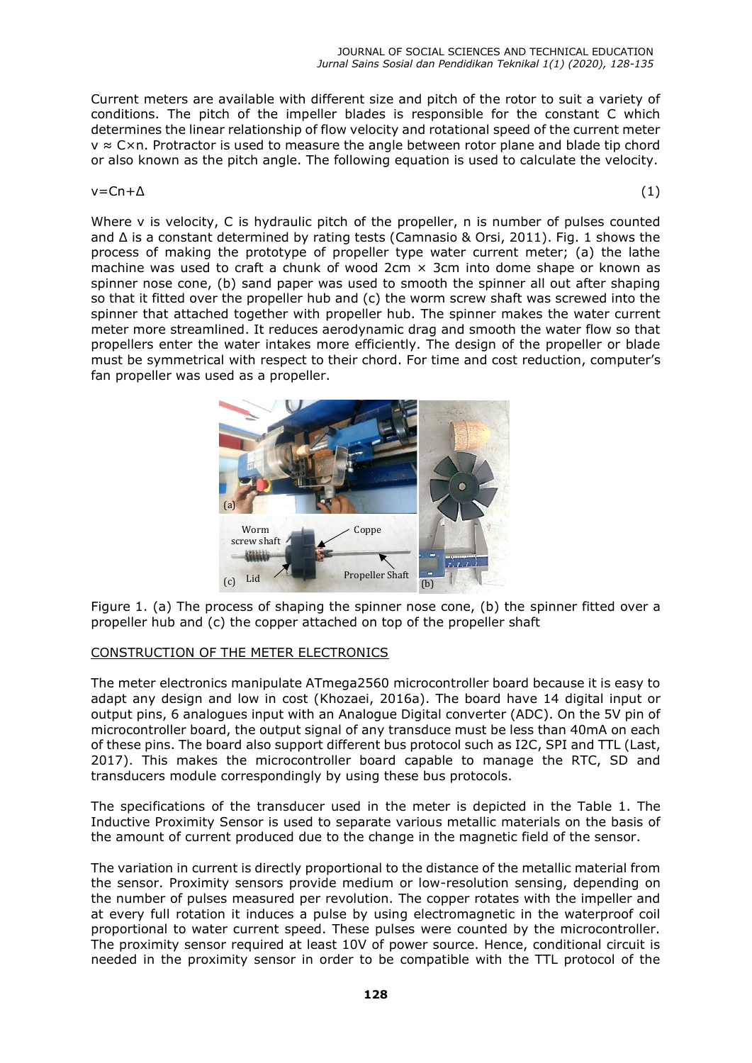Current meters are available with different size and pitch of the rotor to suit a variety of conditions. The pitch of the impeller blades is responsible for the constant C which determines the linear relationship of flow velocity and rotational speed of the current meter $v \approx C \times n$. Protractor is used to measure the angle between rotor plane and blade tip chord or also known as the pitch angle. The following equation is used to calculate the velocity.

$$v = Cn + \Delta \tag{1}$$

Where v is velocity, C is hydraulic pitch of the propeller, n is number of pulses counted and Δ is a constant determined by rating tests (Camnasio & Orsi, 2011). Fig. 1 shows the process of making the prototype of propeller type water current meter; (a) the lathe machine was used to craft a chunk of wood 2cm × 3cm into dome shape or known as spinner nose cone, (b) sand paper was used to smooth the spinner all out after shaping so that it fitted over the propeller hub and (c) the worm screw shaft was screwed into the spinner that attached together with propeller hub. The spinner makes the water current meter more streamlined. It reduces aerodynamic drag and smooth the water flow so that propellers enter the water intakes more efficiently. The design of the propeller or blade must be symmetrical with respect to their chord. For time and cost reduction, computer's fan propeller was used as a propeller.

Figure 1. (a) The process of shaping the spinner nose cone, (b) the spinner fitted over a propeller hub and (c) the copper attached on top of the propeller shaft

CONSTRUCTION OF THE METER ELECTRONICS

The meter electronics manipulate ATmega2560 microcontroller board because it is easy to adapt any design and low in cost (Khozaei, 2016a). The board have 14 digital input or output pins, 6 analogues input with an Analogue Digital converter (ADC). On the 5V pin of microcontroller board, the output signal of any transduce must be less than 40mA on each of these pins. The board also support different bus protocol such as I2C, SPI and TTL (Last, 2017). This makes the microcontroller board capable to manage the RTC, SD and transducers module correspondingly by using these bus protocols.

The specifications of the transducer used in the meter is depicted in the Table 1. The Inductive Proximity Sensor is used to separate various metallic materials on the basis of the amount of current produced due to the change in the magnetic field of the sensor.

The variation in current is directly proportional to the distance of the metallic material from the sensor. Proximity sensors provide medium or low-resolution sensing, depending on the number of pulses measured per revolution. The copper rotates with the impeller and at every full rotation it induces a pulse by using electromagnetic in the waterproof coil proportional to water current speed. These pulses were counted by the microcontroller. The proximity sensor required at least 10V of power source. Hence, conditional circuit is needed in the proximity sensor in order to be compatible with the TTL protocol of the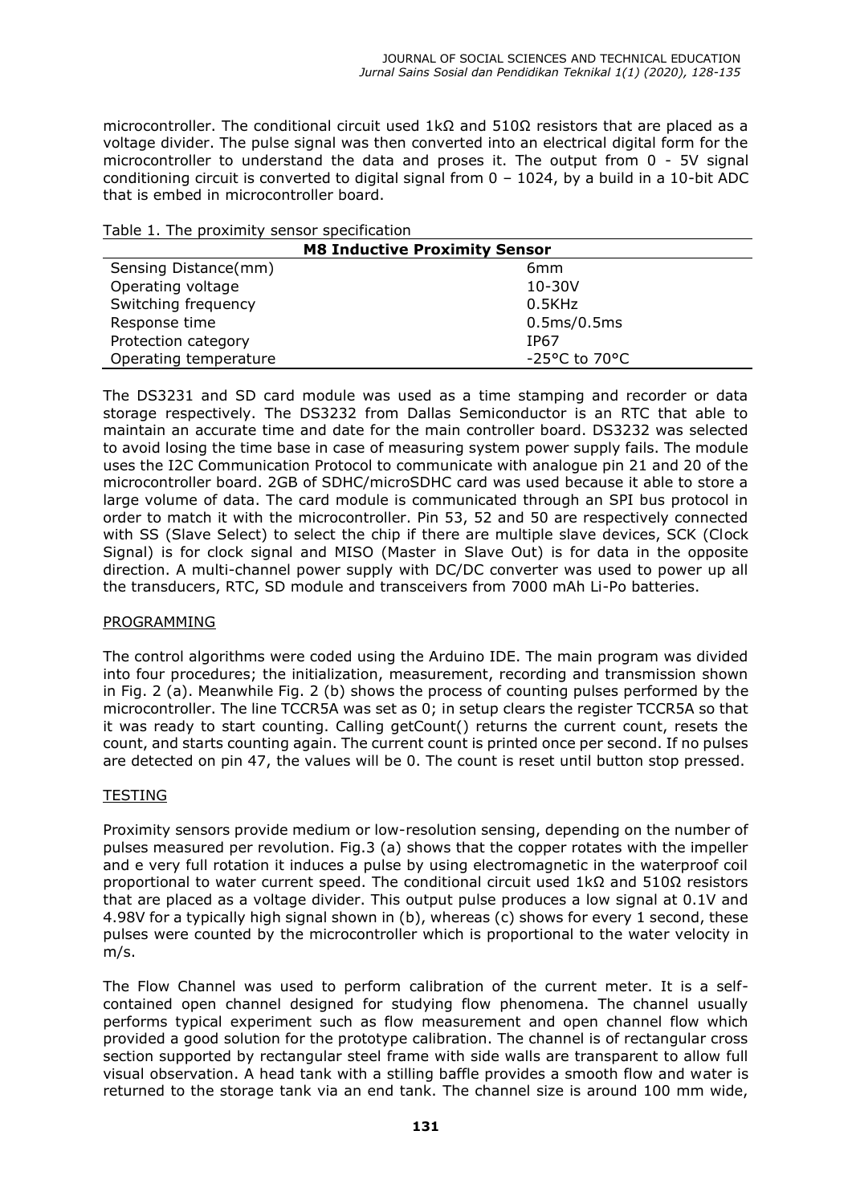microcontroller. The conditional circuit used 1kΩ and 510Ω resistors that are placed as a voltage divider. The pulse signal was then converted into an electrical digital form for the microcontroller to understand the data and proses it. The output from 0 - 5V signal conditioning circuit is converted to digital signal from 0 – 1024, by a build in a 10-bit ADC that is embed in microcontroller board.

Table 1. The proximity sensor specification

| **M8 Inductive Proximity Sensor** | |
|---|---|
| Sensing Distance(mm) | 6mm |
| Operating voltage | 10-30V |
| Switching frequency | 0.5KHz |
| Response time | 0.5ms/0.5ms |
| Protection category | IP67 |
| Operating temperature | -25°C to 70°C |

The DS3231 and SD card module was used as a time stamping and recorder or data storage respectively. The DS3232 from Dallas Semiconductor is an RTC that able to maintain an accurate time and date for the main controller board. DS3232 was selected to avoid losing the time base in case of measuring system power supply fails. The module uses the I2C Communication Protocol to communicate with analogue pin 21 and 20 of the microcontroller board. 2GB of SDHC/microSDHC card was used because it able to store a large volume of data. The card module is communicated through an SPI bus protocol in order to match it with the microcontroller. Pin 53, 52 and 50 are respectively connected with SS (Slave Select) to select the chip if there are multiple slave devices, SCK (Clock Signal) is for clock signal and MISO (Master in Slave Out) is for data in the opposite direction. A multi-channel power supply with DC/DC converter was used to power up all the transducers, RTC, SD module and transceivers from 7000 mAh Li-Po batteries.

## PROGRAMMING

The control algorithms were coded using the Arduino IDE. The main program was divided into four procedures; the initialization, measurement, recording and transmission shown in Fig. 2 (a). Meanwhile Fig. 2 (b) shows the process of counting pulses performed by the microcontroller. The line TCCR5A was set as 0; in setup clears the register TCCR5A so that it was ready to start counting. Calling getCount() returns the current count, resets the count, and starts counting again. The current count is printed once per second. If no pulses are detected on pin 47, the values will be 0. The count is reset until button stop pressed.

## TESTING

Proximity sensors provide medium or low-resolution sensing, depending on the number of pulses measured per revolution. Fig.3 (a) shows that the copper rotates with the impeller and e very full rotation it induces a pulse by using electromagnetic in the waterproof coil proportional to water current speed. The conditional circuit used 1kΩ and 510Ω resistors that are placed as a voltage divider. This output pulse produces a low signal at 0.1V and 4.98V for a typically high signal shown in (b), whereas (c) shows for every 1 second, these pulses were counted by the microcontroller which is proportional to the water velocity in m/s.

The Flow Channel was used to perform calibration of the current meter. It is a self-contained open channel designed for studying flow phenomena. The channel usually performs typical experiment such as flow measurement and open channel flow which provided a good solution for the prototype calibration. The channel is of rectangular cross section supported by rectangular steel frame with side walls are transparent to allow full visual observation. A head tank with a stilling baffle provides a smooth flow and water is returned to the storage tank via an end tank. The channel size is around 100 mm wide,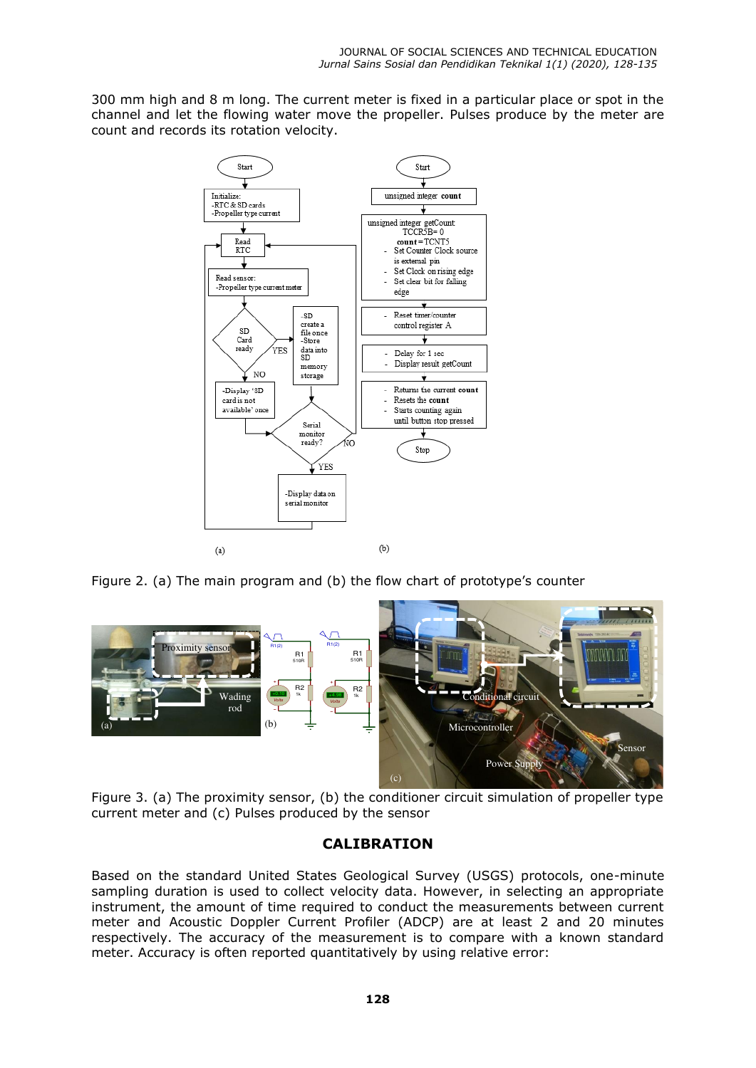300 mm high and 8 m long. The current meter is fixed in a particular place or spot in the channel and let the flowing water move the propeller. Pulses produce by the meter are count and records its rotation velocity.

Figure 2. (a) The main program and (b) the flow chart of prototype's counter

Figure 3. (a) The proximity sensor, (b) the conditioner circuit simulation of propeller type current meter and (c) Pulses produced by the sensor

## CALIBRATION

Based on the standard United States Geological Survey (USGS) protocols, one-minute sampling duration is used to collect velocity data. However, in selecting an appropriate instrument, the amount of time required to conduct the measurements between current meter and Acoustic Doppler Current Profiler (ADCP) are at least 2 and 20 minutes respectively. The accuracy of the measurement is to compare with a known standard meter. Accuracy is often reported quantitatively by using relative error: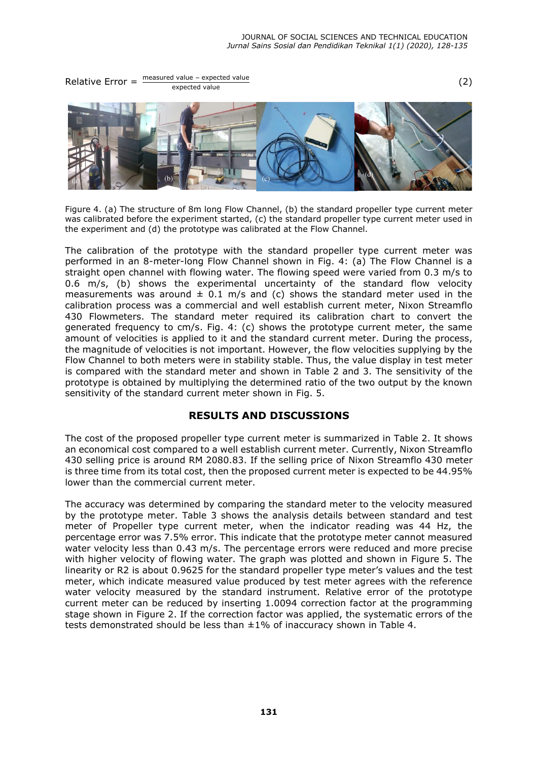$$\text{Relative Error} = \frac{\text{measured value} - \text{expected value}}{\text{expected value}} \quad (2)$$

Figure 4. (a) The structure of 8m long Flow Channel, (b) the standard propeller type current meter was calibrated before the experiment started, (c) the standard propeller type current meter used in the experiment and (d) the prototype was calibrated at the Flow Channel.

The calibration of the prototype with the standard propeller type current meter was performed in an 8-meter-long Flow Channel shown in Fig. 4: (a) The Flow Channel is a straight open channel with flowing water. The flowing speed were varied from 0.3 m/s to 0.6 m/s, (b) shows the experimental uncertainty of the standard flow velocity measurements was around ± 0.1 m/s and (c) shows the standard meter used in the calibration process was a commercial and well establish current meter, Nixon Streamflo 430 Flowmeters. The standard meter required its calibration chart to convert the generated frequency to cm/s. Fig. 4: (c) shows the prototype current meter, the same amount of velocities is applied to it and the standard current meter. During the process, the magnitude of velocities is not important. However, the flow velocities supplying by the Flow Channel to both meters were in stability stable. Thus, the value display in test meter is compared with the standard meter and shown in Table 2 and 3. The sensitivity of the prototype is obtained by multiplying the determined ratio of the two output by the known sensitivity of the standard current meter shown in Fig. 5.

## RESULTS AND DISCUSSIONS

The cost of the proposed propeller type current meter is summarized in Table 2. It shows an economical cost compared to a well establish current meter. Currently, Nixon Streamflo 430 selling price is around RM 2080.83. If the selling price of Nixon Streamflo 430 meter is three time from its total cost, then the proposed current meter is expected to be 44.95% lower than the commercial current meter.

The accuracy was determined by comparing the standard meter to the velocity measured by the prototype meter. Table 3 shows the analysis details between standard and test meter of Propeller type current meter, when the indicator reading was 44 Hz, the percentage error was 7.5% error. This indicate that the prototype meter cannot measured water velocity less than 0.43 m/s. The percentage errors were reduced and more precise with higher velocity of flowing water. The graph was plotted and shown in Figure 5. The linearity or R2 is about 0.9625 for the standard propeller type meter's values and the test meter, which indicate measured value produced by test meter agrees with the reference water velocity measured by the standard instrument. Relative error of the prototype current meter can be reduced by inserting 1.0094 correction factor at the programming stage shown in Figure 2. If the correction factor was applied, the systematic errors of the tests demonstrated should be less than ±1% of inaccuracy shown in Table 4.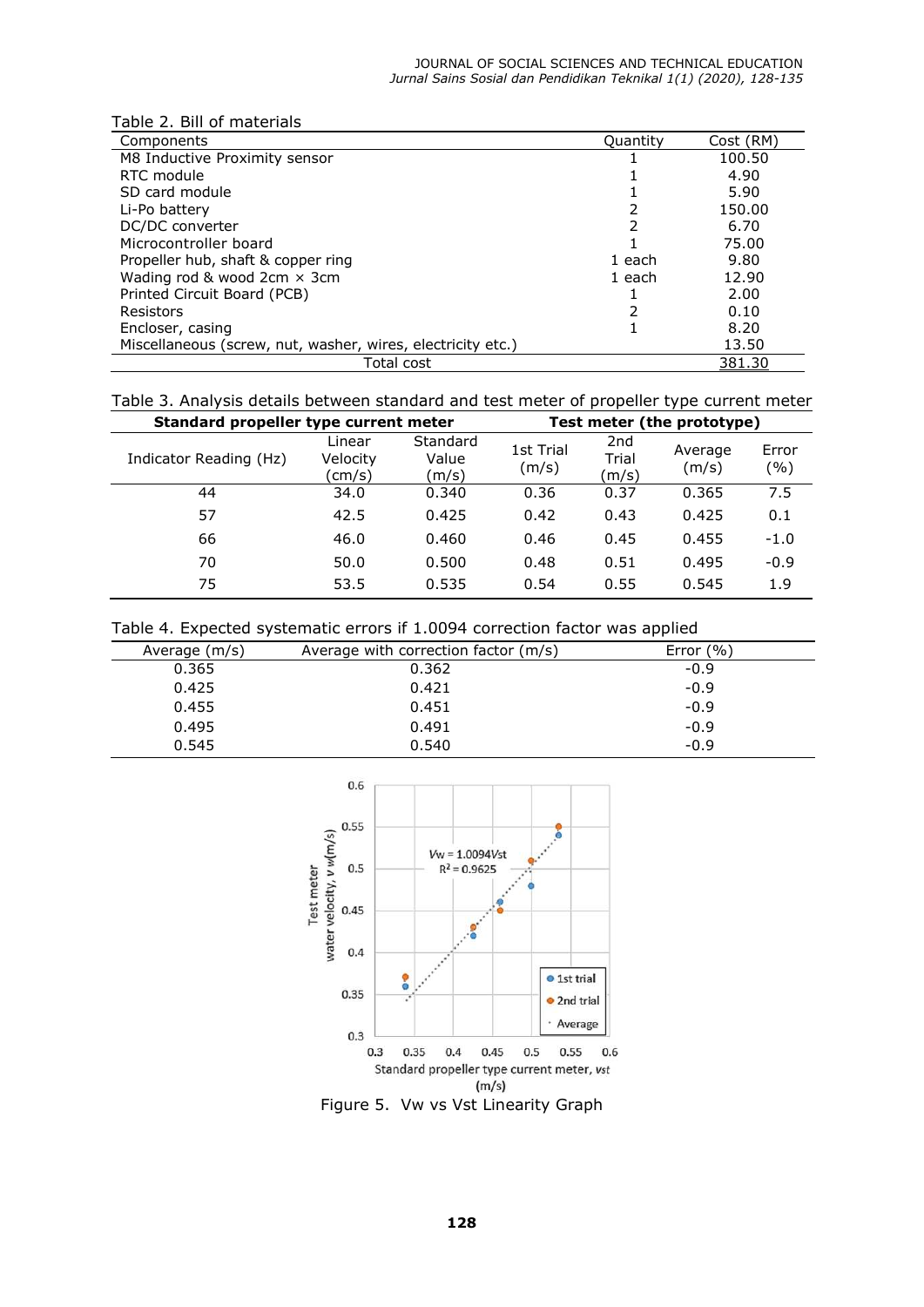Table 2. Bill of materials

| Components | Quantity | Cost (RM) |
|---|---|---|
| M8 Inductive Proximity sensor | 1 | 100.50 |
| RTC module | 1 | 4.90 |
| SD card module | 1 | 5.90 |
| Li-Po battery | 2 | 150.00 |
| DC/DC converter | 2 | 6.70 |
| Microcontroller board | 1 | 75.00 |
| Propeller hub, shaft & copper ring | 1 each | 9.80 |
| Wading rod & wood 2cm × 3cm | 1 each | 12.90 |
| Printed Circuit Board (PCB) | 1 | 2.00 |
| Resistors | 2 | 0.10 |
| Encloser, casing | 1 | 8.20 |
| Miscellaneous (screw, nut, washer, wires, electricity etc.) | | 13.50 |
| Total cost | | 381.30 |

Table 3. Analysis details between standard and test meter of propeller type current meter

| **Standard propeller type current meter** | | | **Test meter (the prototype)** | | | |
|---|---|---|---|---|---|---|
| Indicator Reading (Hz) | Linear Velocity (cm/s) | Standard Value (m/s) | 1st Trial (m/s) | 2nd Trial (m/s) | Average (m/s) | Error (%) |
| 44 | 34.0 | 0.340 | 0.36 | 0.37 | 0.365 | 7.5 |
| 57 | 42.5 | 0.425 | 0.42 | 0.43 | 0.425 | 0.1 |
| 66 | 46.0 | 0.460 | 0.46 | 0.45 | 0.455 | -1.0 |
| 70 | 50.0 | 0.500 | 0.48 | 0.51 | 0.495 | -0.9 |
| 75 | 53.5 | 0.535 | 0.54 | 0.55 | 0.545 | 1.9 |

Table 4. Expected systematic errors if 1.0094 correction factor was applied

| Average (m/s) | Average with correction factor (m/s) | Error (%) |
|---|---|---|
| 0.365 | 0.362 | -0.9 |
| 0.425 | 0.421 | -0.9 |
| 0.455 | 0.451 | -0.9 |
| 0.495 | 0.491 | -0.9 |
| 0.545 | 0.540 | -0.9 |

Figure 5. Vw vs Vst Linearity Graph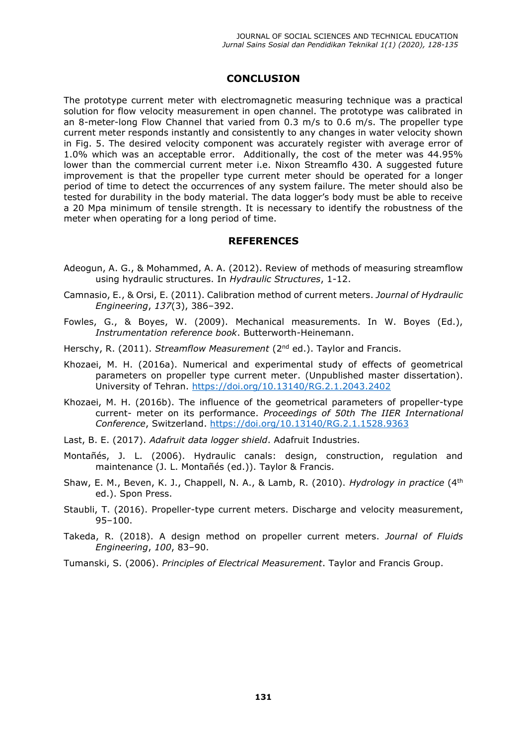## CONCLUSION

The prototype current meter with electromagnetic measuring technique was a practical solution for flow velocity measurement in open channel. The prototype was calibrated in an 8-meter-long Flow Channel that varied from 0.3 m/s to 0.6 m/s. The propeller type current meter responds instantly and consistently to any changes in water velocity shown in Fig. 5. The desired velocity component was accurately register with average error of 1.0% which was an acceptable error. Additionally, the cost of the meter was 44.95% lower than the commercial current meter i.e. Nixon Streamflo 430. A suggested future improvement is that the propeller type current meter should be operated for a longer period of time to detect the occurrences of any system failure. The meter should also be tested for durability in the body material. The data logger's body must be able to receive a 20 Mpa minimum of tensile strength. It is necessary to identify the robustness of the meter when operating for a long period of time.

## REFERENCES

Adeogun, A. G., & Mohammed, A. A. (2012). Review of methods of measuring streamflow using hydraulic structures. In *Hydraulic Structures*, 1-12.

Camnasio, E., & Orsi, E. (2011). Calibration method of current meters. *Journal of Hydraulic Engineering*, *137*(3), 386–392.

Fowles, G., & Boyes, W. (2009). Mechanical measurements. In W. Boyes (Ed.), *Instrumentation reference book*. Butterworth-Heinemann.

Herschy, R. (2011). *Streamflow Measurement* (2nd ed.). Taylor and Francis.

Khozaei, M. H. (2016a). Numerical and experimental study of effects of geometrical parameters on propeller type current meter. (Unpublished master dissertation). University of Tehran. https://doi.org/10.13140/RG.2.1.2043.2402

Khozaei, M. H. (2016b). The influence of the geometrical parameters of propeller-type current- meter on its performance. *Proceedings of 50th The IIER International Conference*, Switzerland. https://doi.org/10.13140/RG.2.1.1528.9363

Last, B. E. (2017). *Adafruit data logger shield*. Adafruit Industries.

Montañés, J. L. (2006). Hydraulic canals: design, construction, regulation and maintenance (J. L. Montañés (ed.)). Taylor & Francis.

Shaw, E. M., Beven, K. J., Chappell, N. A., & Lamb, R. (2010). *Hydrology in practice* (4th ed.). Spon Press.

Staubli, T. (2016). Propeller-type current meters. Discharge and velocity measurement, 95–100.

Takeda, R. (2018). A design method on propeller current meters. *Journal of Fluids Engineering*, *100*, 83–90.

Tumanski, S. (2006). *Principles of Electrical Measurement*. Taylor and Francis Group.